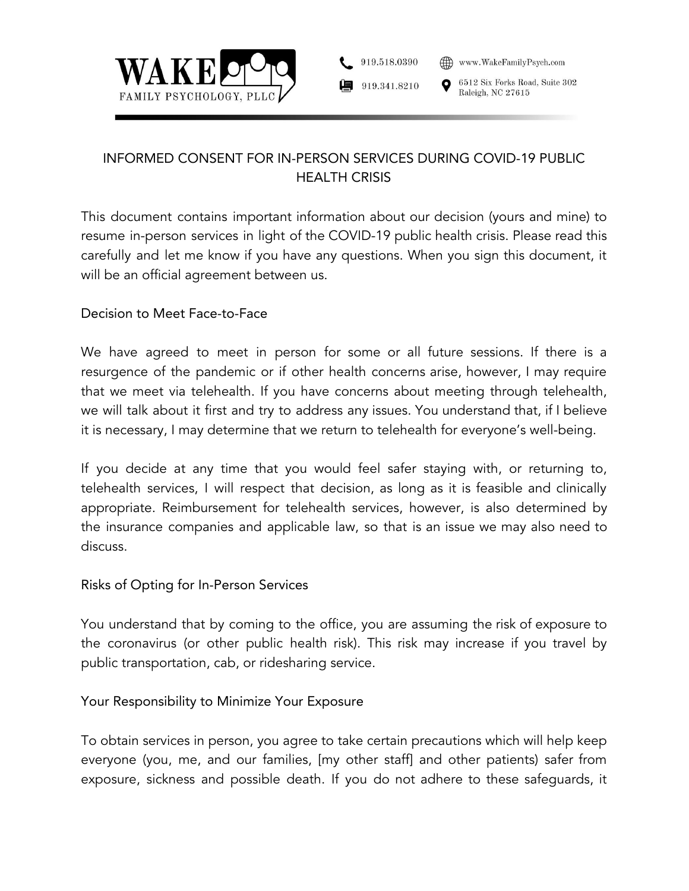WAKE FAMILY PSYCHOLOGY, PLLC

919.518.0390
919.341.8210
www.WakeFamilyPsych.com
6512 Six Forks Road, Suite 302
Raleigh, NC 27615

# INFORMED CONSENT FOR IN-PERSON SERVICES DURING COVID-19 PUBLIC HEALTH CRISIS

This document contains important information about our decision (yours and mine) to resume in-person services in light of the COVID-19 public health crisis. Please read this carefully and let me know if you have any questions. When you sign this document, it will be an official agreement between us.

## Decision to Meet Face-to-Face

We have agreed to meet in person for some or all future sessions. If there is a resurgence of the pandemic or if other health concerns arise, however, I may require that we meet via telehealth. If you have concerns about meeting through telehealth, we will talk about it first and try to address any issues. You understand that, if I believe it is necessary, I may determine that we return to telehealth for everyone's well-being.

If you decide at any time that you would feel safer staying with, or returning to, telehealth services, I will respect that decision, as long as it is feasible and clinically appropriate. Reimbursement for telehealth services, however, is also determined by the insurance companies and applicable law, so that is an issue we may also need to discuss.

## Risks of Opting for In-Person Services

You understand that by coming to the office, you are assuming the risk of exposure to the coronavirus (or other public health risk). This risk may increase if you travel by public transportation, cab, or ridesharing service.

## Your Responsibility to Minimize Your Exposure

To obtain services in person, you agree to take certain precautions which will help keep everyone (you, me, and our families, [my other staff] and other patients) safer from exposure, sickness and possible death. If you do not adhere to these safeguards, it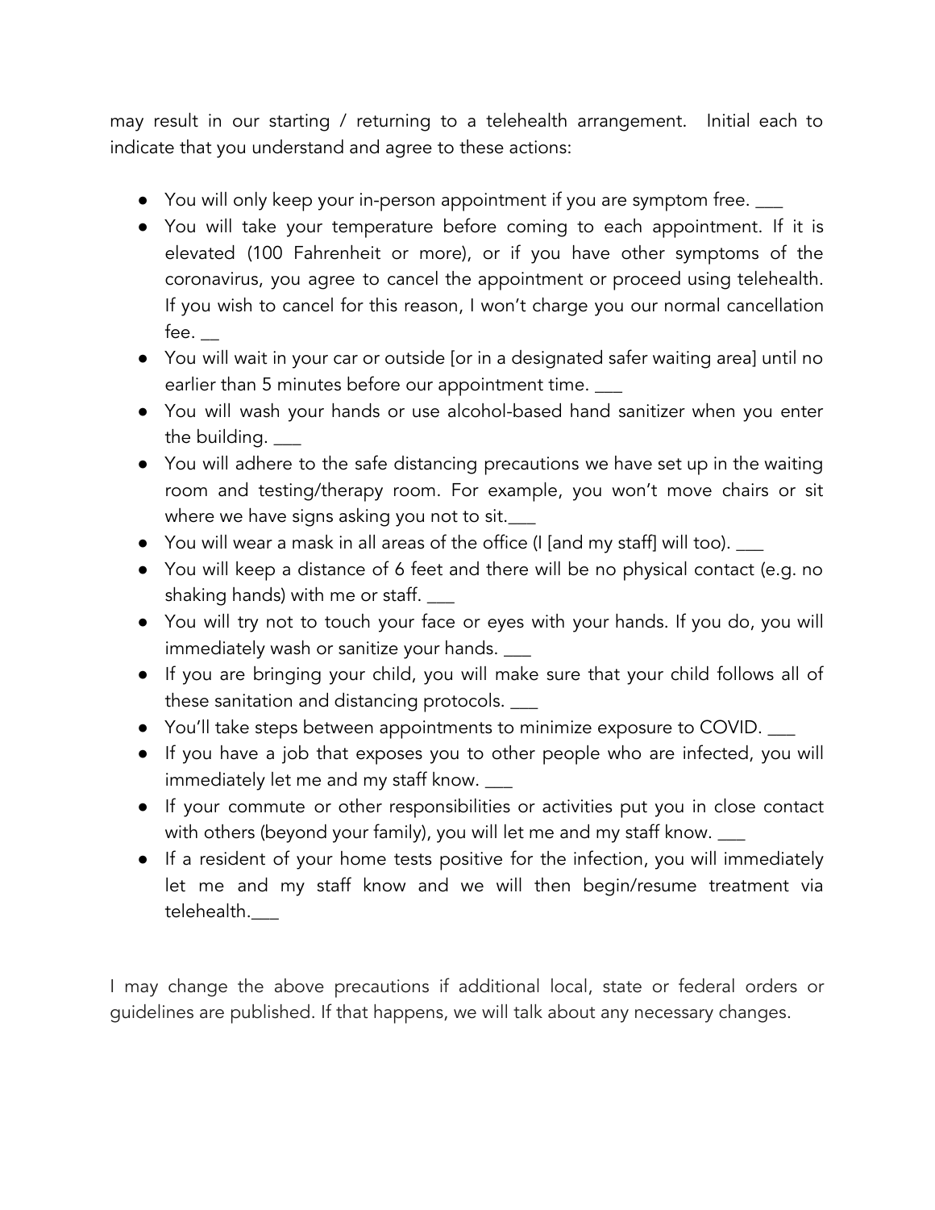may result in our starting / returning to a telehealth arrangement. Initial each to indicate that you understand and agree to these actions:

- You will only keep your in-person appointment if you are symptom free. ___
- You will take your temperature before coming to each appointment. If it is elevated (100 Fahrenheit or more), or if you have other symptoms of the coronavirus, you agree to cancel the appointment or proceed using telehealth. If you wish to cancel for this reason, I won't charge you our normal cancellation fee. __
- You will wait in your car or outside [or in a designated safer waiting area] until no earlier than 5 minutes before our appointment time. ___
- You will wash your hands or use alcohol-based hand sanitizer when you enter the building. ___
- You will adhere to the safe distancing precautions we have set up in the waiting room and testing/therapy room. For example, you won't move chairs or sit where we have signs asking you not to sit.___
- You will wear a mask in all areas of the office (I [and my staff] will too). ___
- You will keep a distance of 6 feet and there will be no physical contact (e.g. no shaking hands) with me or staff. ___
- You will try not to touch your face or eyes with your hands. If you do, you will immediately wash or sanitize your hands. ___
- If you are bringing your child, you will make sure that your child follows all of these sanitation and distancing protocols. ___
- You'll take steps between appointments to minimize exposure to COVID. ___
- If you have a job that exposes you to other people who are infected, you will immediately let me and my staff know. ___
- If your commute or other responsibilities or activities put you in close contact with others (beyond your family), you will let me and my staff know. ___
- If a resident of your home tests positive for the infection, you will immediately let me and my staff know and we will then begin/resume treatment via telehealth.___

I may change the above precautions if additional local, state or federal orders or guidelines are published. If that happens, we will talk about any necessary changes.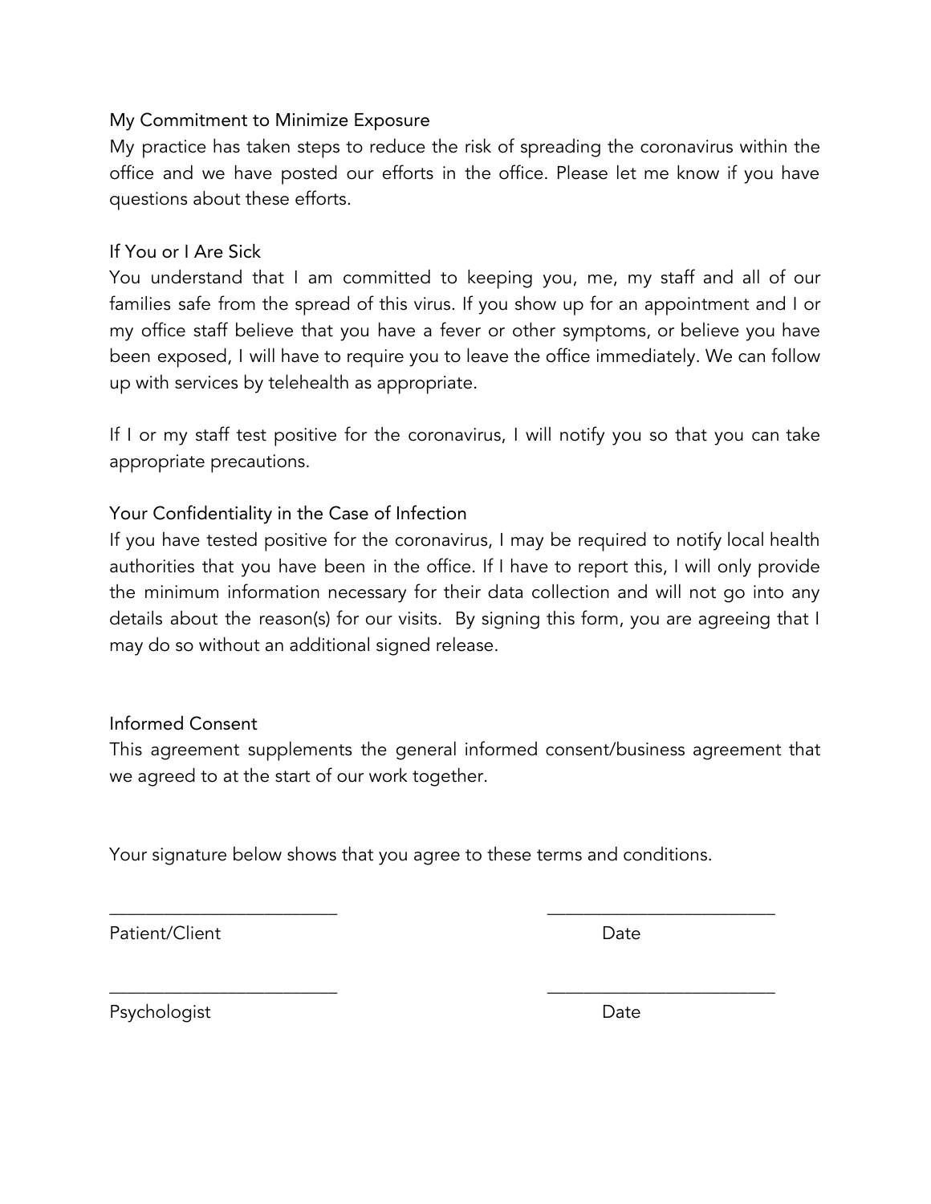### My Commitment to Minimize Exposure

My practice has taken steps to reduce the risk of spreading the coronavirus within the office and we have posted our efforts in the office. Please let me know if you have questions about these efforts.

### If You or I Are Sick

You understand that I am committed to keeping you, me, my staff and all of our families safe from the spread of this virus. If you show up for an appointment and I or my office staff believe that you have a fever or other symptoms, or believe you have been exposed, I will have to require you to leave the office immediately. We can follow up with services by telehealth as appropriate.

If I or my staff test positive for the coronavirus, I will notify you so that you can take appropriate precautions.

### Your Confidentiality in the Case of Infection

If you have tested positive for the coronavirus, I may be required to notify local health authorities that you have been in the office. If I have to report this, I will only provide the minimum information necessary for their data collection and will not go into any details about the reason(s) for our visits. By signing this form, you are agreeing that I may do so without an additional signed release.

### Informed Consent

This agreement supplements the general informed consent/business agreement that we agreed to at the start of our work together.

Your signature below shows that you agree to these terms and conditions.

| | |
|---|---|
| ________________________ | ________________________ |
| Patient/Client | Date |
| ________________________ | ________________________ |
| Psychologist | Date |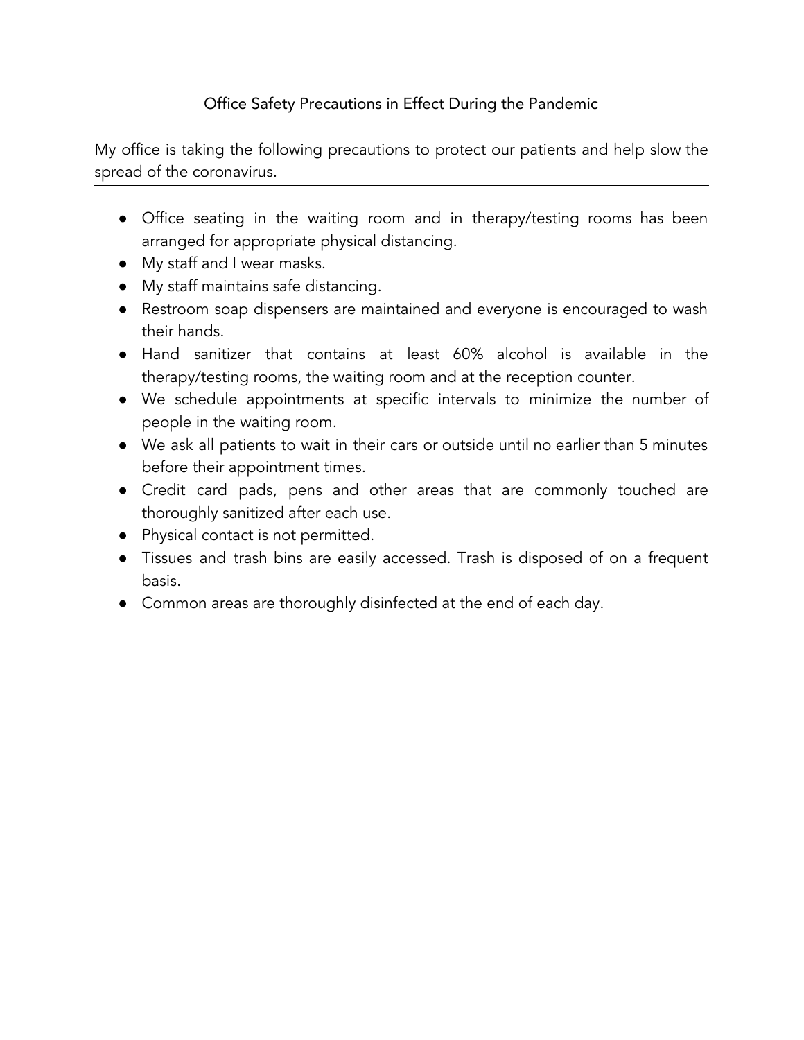## Office Safety Precautions in Effect During the Pandemic

My office is taking the following precautions to protect our patients and help slow the spread of the coronavirus.

---

- Office seating in the waiting room and in therapy/testing rooms has been arranged for appropriate physical distancing.
- My staff and I wear masks.
- My staff maintains safe distancing.
- Restroom soap dispensers are maintained and everyone is encouraged to wash their hands.
- Hand sanitizer that contains at least 60% alcohol is available in the therapy/testing rooms, the waiting room and at the reception counter.
- We schedule appointments at specific intervals to minimize the number of people in the waiting room.
- We ask all patients to wait in their cars or outside until no earlier than 5 minutes before their appointment times.
- Credit card pads, pens and other areas that are commonly touched are thoroughly sanitized after each use.
- Physical contact is not permitted.
- Tissues and trash bins are easily accessed. Trash is disposed of on a frequent basis.
- Common areas are thoroughly disinfected at the end of each day.